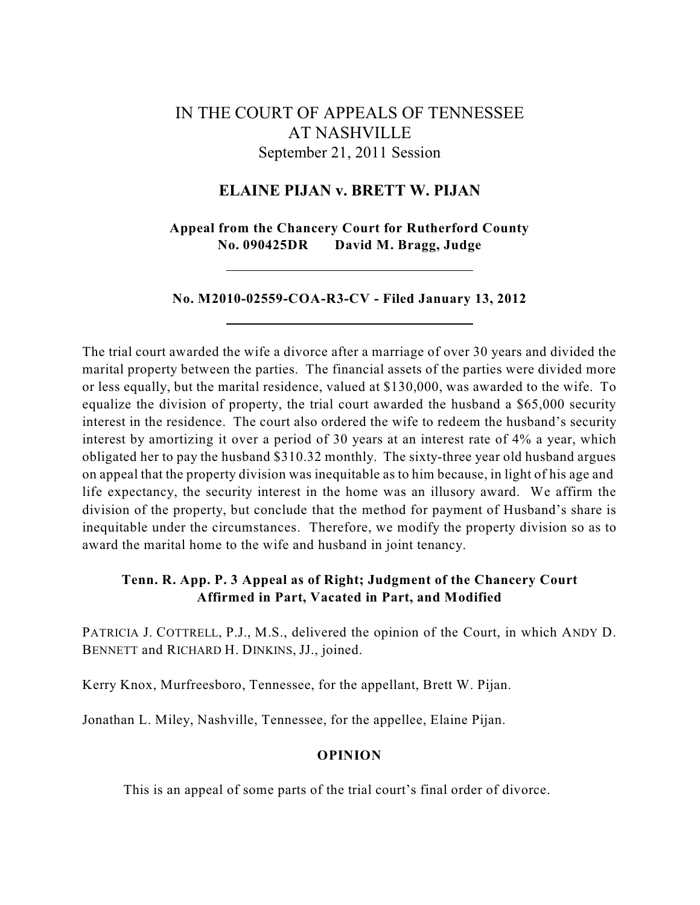# IN THE COURT OF APPEALS OF TENNESSEE
# AT NASHVILLE

September 21, 2011 Session

## ELAINE PIJAN v. BRETT W. PIJAN

**Appeal from the Chancery Court for Rutherford County**
**No. 090425DR David M. Bragg, Judge**

---

**No. M2010-02559-COA-R3-CV - Filed January 13, 2012**

---

The trial court awarded the wife a divorce after a marriage of over 30 years and divided the marital property between the parties. The financial assets of the parties were divided more or less equally, but the marital residence, valued at $130,000, was awarded to the wife. To equalize the division of property, the trial court awarded the husband a $65,000 security interest in the residence. The court also ordered the wife to redeem the husband's security interest by amortizing it over a period of 30 years at an interest rate of 4% a year, which obligated her to pay the husband $310.32 monthly. The sixty-three year old husband argues on appeal that the property division was inequitable as to him because, in light of his age and life expectancy, the security interest in the home was an illusory award. We affirm the division of the property, but conclude that the method for payment of Husband's share is inequitable under the circumstances. Therefore, we modify the property division so as to award the marital home to the wife and husband in joint tenancy.

**Tenn. R. App. P. 3 Appeal as of Right; Judgment of the Chancery Court Affirmed in Part, Vacated in Part, and Modified**

PATRICIA J. COTTRELL, P.J., M.S., delivered the opinion of the Court, in which ANDY D. BENNETT and RICHARD H. DINKINS, JJ., joined.

Kerry Knox, Murfreesboro, Tennessee, for the appellant, Brett W. Pijan.

Jonathan L. Miley, Nashville, Tennessee, for the appellee, Elaine Pijan.

### OPINION

This is an appeal of some parts of the trial court's final order of divorce.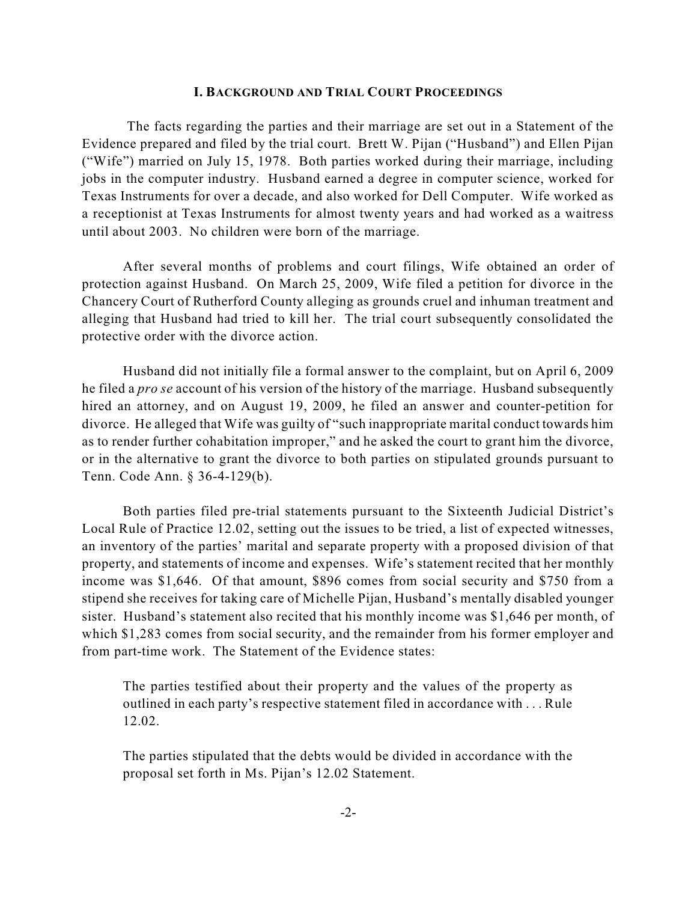## I. BACKGROUND AND TRIAL COURT PROCEEDINGS

The facts regarding the parties and their marriage are set out in a Statement of the Evidence prepared and filed by the trial court. Brett W. Pijan ("Husband") and Ellen Pijan ("Wife") married on July 15, 1978. Both parties worked during their marriage, including jobs in the computer industry. Husband earned a degree in computer science, worked for Texas Instruments for over a decade, and also worked for Dell Computer. Wife worked as a receptionist at Texas Instruments for almost twenty years and had worked as a waitress until about 2003. No children were born of the marriage.

After several months of problems and court filings, Wife obtained an order of protection against Husband. On March 25, 2009, Wife filed a petition for divorce in the Chancery Court of Rutherford County alleging as grounds cruel and inhuman treatment and alleging that Husband had tried to kill her. The trial court subsequently consolidated the protective order with the divorce action.

Husband did not initially file a formal answer to the complaint, but on April 6, 2009 he filed a *pro se* account of his version of the history of the marriage. Husband subsequently hired an attorney, and on August 19, 2009, he filed an answer and counter-petition for divorce. He alleged that Wife was guilty of "such inappropriate marital conduct towards him as to render further cohabitation improper," and he asked the court to grant him the divorce, or in the alternative to grant the divorce to both parties on stipulated grounds pursuant to Tenn. Code Ann. § 36-4-129(b).

Both parties filed pre-trial statements pursuant to the Sixteenth Judicial District's Local Rule of Practice 12.02, setting out the issues to be tried, a list of expected witnesses, an inventory of the parties' marital and separate property with a proposed division of that property, and statements of income and expenses. Wife's statement recited that her monthly income was $1,646. Of that amount, $896 comes from social security and $750 from a stipend she receives for taking care of Michelle Pijan, Husband's mentally disabled younger sister. Husband's statement also recited that his monthly income was $1,646 per month, of which $1,283 comes from social security, and the remainder from his former employer and from part-time work. The Statement of the Evidence states:

> The parties testified about their property and the values of the property as outlined in each party's respective statement filed in accordance with . . . Rule 12.02.
>
> The parties stipulated that the debts would be divided in accordance with the proposal set forth in Ms. Pijan's 12.02 Statement.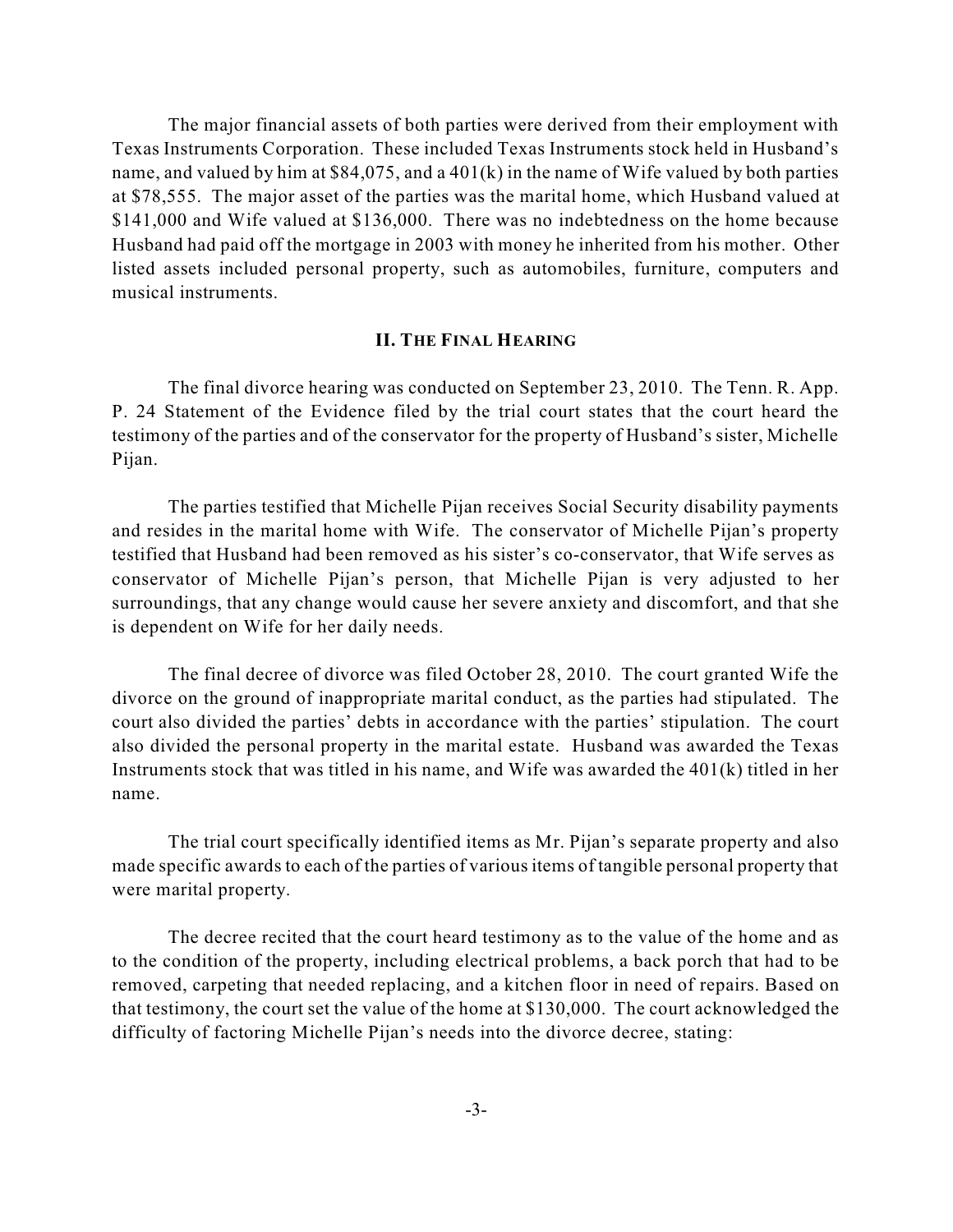The major financial assets of both parties were derived from their employment with Texas Instruments Corporation. These included Texas Instruments stock held in Husband's name, and valued by him at $84,075, and a 401(k) in the name of Wife valued by both parties at $78,555. The major asset of the parties was the marital home, which Husband valued at $141,000 and Wife valued at $136,000. There was no indebtedness on the home because Husband had paid off the mortgage in 2003 with money he inherited from his mother. Other listed assets included personal property, such as automobiles, furniture, computers and musical instruments.

## II. THE FINAL HEARING

The final divorce hearing was conducted on September 23, 2010. The Tenn. R. App. P. 24 Statement of the Evidence filed by the trial court states that the court heard the testimony of the parties and of the conservator for the property of Husband's sister, Michelle Pijan.

The parties testified that Michelle Pijan receives Social Security disability payments and resides in the marital home with Wife. The conservator of Michelle Pijan's property testified that Husband had been removed as his sister's co-conservator, that Wife serves as conservator of Michelle Pijan's person, that Michelle Pijan is very adjusted to her surroundings, that any change would cause her severe anxiety and discomfort, and that she is dependent on Wife for her daily needs.

The final decree of divorce was filed October 28, 2010. The court granted Wife the divorce on the ground of inappropriate marital conduct, as the parties had stipulated. The court also divided the parties' debts in accordance with the parties' stipulation. The court also divided the personal property in the marital estate. Husband was awarded the Texas Instruments stock that was titled in his name, and Wife was awarded the 401(k) titled in her name.

The trial court specifically identified items as Mr. Pijan's separate property and also made specific awards to each of the parties of various items of tangible personal property that were marital property.

The decree recited that the court heard testimony as to the value of the home and as to the condition of the property, including electrical problems, a back porch that had to be removed, carpeting that needed replacing, and a kitchen floor in need of repairs. Based on that testimony, the court set the value of the home at $130,000. The court acknowledged the difficulty of factoring Michelle Pijan's needs into the divorce decree, stating: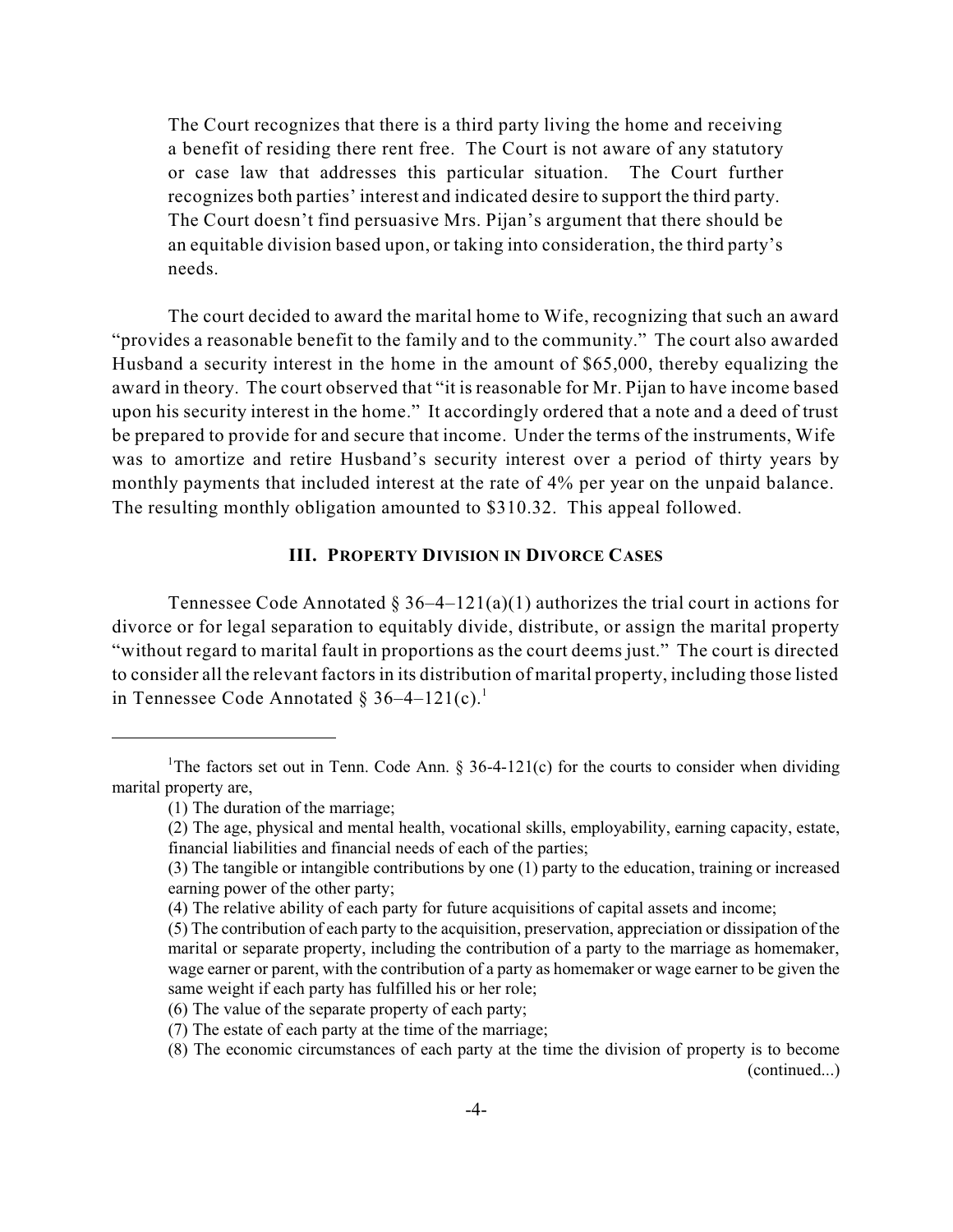> The Court recognizes that there is a third party living the home and receiving a benefit of residing there rent free. The Court is not aware of any statutory or case law that addresses this particular situation. The Court further recognizes both parties' interest and indicated desire to support the third party. The Court doesn't find persuasive Mrs. Pijan's argument that there should be an equitable division based upon, or taking into consideration, the third party's needs.

The court decided to award the marital home to Wife, recognizing that such an award "provides a reasonable benefit to the family and to the community." The court also awarded Husband a security interest in the home in the amount of $65,000, thereby equalizing the award in theory. The court observed that "it is reasonable for Mr. Pijan to have income based upon his security interest in the home." It accordingly ordered that a note and a deed of trust be prepared to provide for and secure that income. Under the terms of the instruments, Wife was to amortize and retire Husband's security interest over a period of thirty years by monthly payments that included interest at the rate of 4% per year on the unpaid balance. The resulting monthly obligation amounted to $310.32. This appeal followed.

### III. PROPERTY DIVISION IN DIVORCE CASES

Tennessee Code Annotated § 36–4–121(a)(1) authorizes the trial court in actions for divorce or for legal separation to equitably divide, distribute, or assign the marital property "without regard to marital fault in proportions as the court deems just." The court is directed to consider all the relevant factors in its distribution of marital property, including those listed in Tennessee Code Annotated § 36–4–121(c).[1]

---

[1]The factors set out in Tenn. Code Ann. § 36-4-121(c) for the courts to consider when dividing marital property are,

(1) The duration of the marriage;

(2) The age, physical and mental health, vocational skills, employability, earning capacity, estate, financial liabilities and financial needs of each of the parties;

(3) The tangible or intangible contributions by one (1) party to the education, training or increased earning power of the other party;

(4) The relative ability of each party for future acquisitions of capital assets and income;

(5) The contribution of each party to the acquisition, preservation, appreciation or dissipation of the marital or separate property, including the contribution of a party to the marriage as homemaker, wage earner or parent, with the contribution of a party as homemaker or wage earner to be given the same weight if each party has fulfilled his or her role;

(6) The value of the separate property of each party;

(7) The estate of each party at the time of the marriage;

(8) The economic circumstances of each party at the time the division of property is to become

(continued...)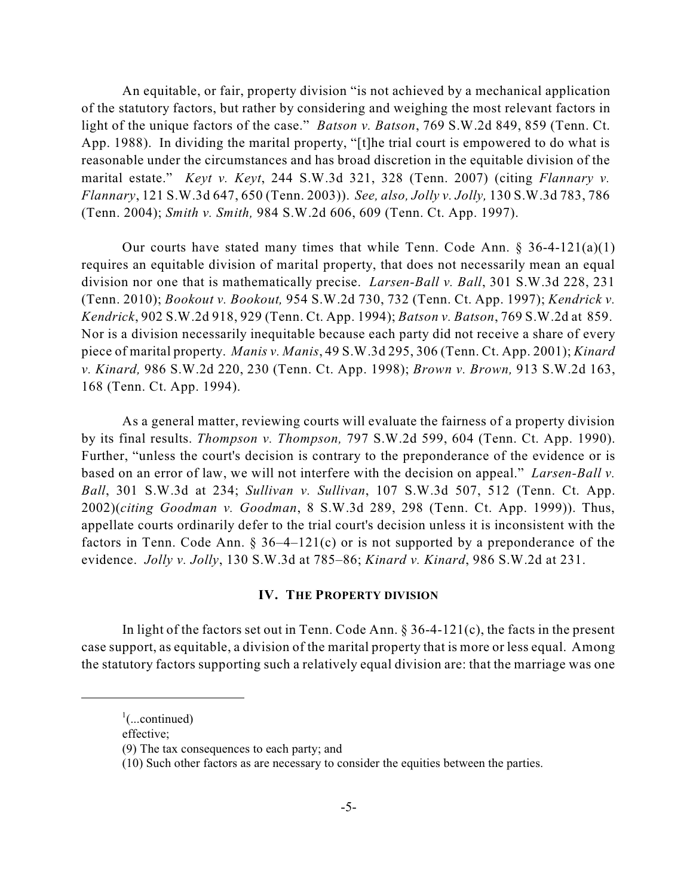An equitable, or fair, property division "is not achieved by a mechanical application of the statutory factors, but rather by considering and weighing the most relevant factors in light of the unique factors of the case." *Batson v. Batson*, 769 S.W.2d 849, 859 (Tenn. Ct. App. 1988). In dividing the marital property, "[t]he trial court is empowered to do what is reasonable under the circumstances and has broad discretion in the equitable division of the marital estate." *Keyt v. Keyt*, 244 S.W.3d 321, 328 (Tenn. 2007) (citing *Flannary v. Flannary*, 121 S.W.3d 647, 650 (Tenn. 2003)). *See, also, Jolly v. Jolly,* 130 S.W.3d 783, 786 (Tenn. 2004); *Smith v. Smith,* 984 S.W.2d 606, 609 (Tenn. Ct. App. 1997).

Our courts have stated many times that while Tenn. Code Ann. § 36-4-121(a)(1) requires an equitable division of marital property, that does not necessarily mean an equal division nor one that is mathematically precise. *Larsen-Ball v. Ball*, 301 S.W.3d 228, 231 (Tenn. 2010); *Bookout v. Bookout,* 954 S.W.2d 730, 732 (Tenn. Ct. App. 1997); *Kendrick v. Kendrick*, 902 S.W.2d 918, 929 (Tenn. Ct. App. 1994); *Batson v. Batson*, 769 S.W.2d at 859. Nor is a division necessarily inequitable because each party did not receive a share of every piece of marital property. *Manis v. Manis*, 49 S.W.3d 295, 306 (Tenn. Ct. App. 2001); *Kinard v. Kinard,* 986 S.W.2d 220, 230 (Tenn. Ct. App. 1998); *Brown v. Brown,* 913 S.W.2d 163, 168 (Tenn. Ct. App. 1994).

As a general matter, reviewing courts will evaluate the fairness of a property division by its final results. *Thompson v. Thompson,* 797 S.W.2d 599, 604 (Tenn. Ct. App. 1990). Further, "unless the court's decision is contrary to the preponderance of the evidence or is based on an error of law, we will not interfere with the decision on appeal." *Larsen-Ball v. Ball*, 301 S.W.3d at 234; *Sullivan v. Sullivan*, 107 S.W.3d 507, 512 (Tenn. Ct. App. 2002)(*citing Goodman v. Goodman*, 8 S.W.3d 289, 298 (Tenn. Ct. App. 1999)). Thus, appellate courts ordinarily defer to the trial court's decision unless it is inconsistent with the factors in Tenn. Code Ann. § 36–4–121(c) or is not supported by a preponderance of the evidence. *Jolly v. Jolly*, 130 S.W.3d at 785–86; *Kinard v. Kinard*, 986 S.W.2d at 231.

## IV. THE PROPERTY DIVISION

In light of the factors set out in Tenn. Code Ann. § 36-4-121(c), the facts in the present case support, as equitable, a division of the marital property that is more or less equal. Among the statutory factors supporting such a relatively equal division are: that the marriage was one

---

[1](...continued)
effective;
(9) The tax consequences to each party; and
(10) Such other factors as are necessary to consider the equities between the parties.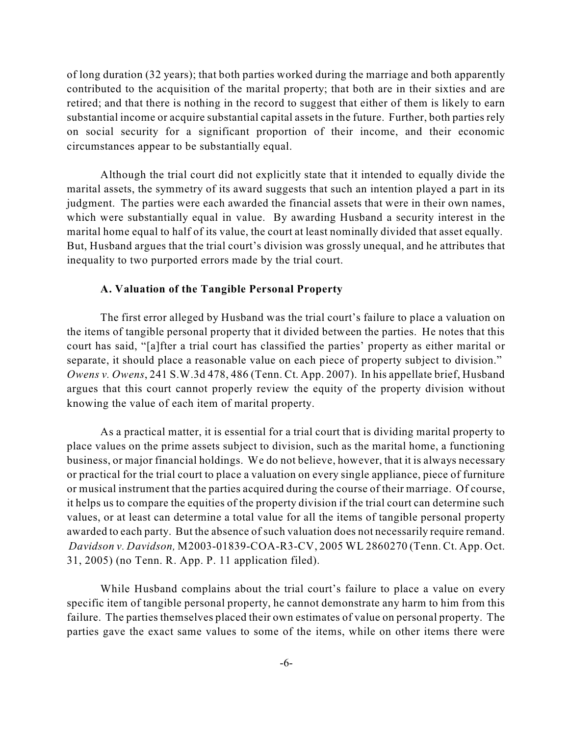of long duration (32 years); that both parties worked during the marriage and both apparently contributed to the acquisition of the marital property; that both are in their sixties and are retired; and that there is nothing in the record to suggest that either of them is likely to earn substantial income or acquire substantial capital assets in the future. Further, both parties rely on social security for a significant proportion of their income, and their economic circumstances appear to be substantially equal.

Although the trial court did not explicitly state that it intended to equally divide the marital assets, the symmetry of its award suggests that such an intention played a part in its judgment. The parties were each awarded the financial assets that were in their own names, which were substantially equal in value. By awarding Husband a security interest in the marital home equal to half of its value, the court at least nominally divided that asset equally. But, Husband argues that the trial court's division was grossly unequal, and he attributes that inequality to two purported errors made by the trial court.

**A. Valuation of the Tangible Personal Property**

The first error alleged by Husband was the trial court's failure to place a valuation on the items of tangible personal property that it divided between the parties. He notes that this court has said, "[a]fter a trial court has classified the parties' property as either marital or separate, it should place a reasonable value on each piece of property subject to division." *Owens v. Owens*, 241 S.W.3d 478, 486 (Tenn. Ct. App. 2007). In his appellate brief, Husband argues that this court cannot properly review the equity of the property division without knowing the value of each item of marital property.

As a practical matter, it is essential for a trial court that is dividing marital property to place values on the prime assets subject to division, such as the marital home, a functioning business, or major financial holdings. We do not believe, however, that it is always necessary or practical for the trial court to place a valuation on every single appliance, piece of furniture or musical instrument that the parties acquired during the course of their marriage. Of course, it helps us to compare the equities of the property division if the trial court can determine such values, or at least can determine a total value for all the items of tangible personal property awarded to each party. But the absence of such valuation does not necessarily require remand. *Davidson v. Davidson,* M2003-01839-COA-R3-CV, 2005 WL 2860270 (Tenn. Ct. App. Oct. 31, 2005) (no Tenn. R. App. P. 11 application filed).

While Husband complains about the trial court's failure to place a value on every specific item of tangible personal property, he cannot demonstrate any harm to him from this failure. The parties themselves placed their own estimates of value on personal property. The parties gave the exact same values to some of the items, while on other items there were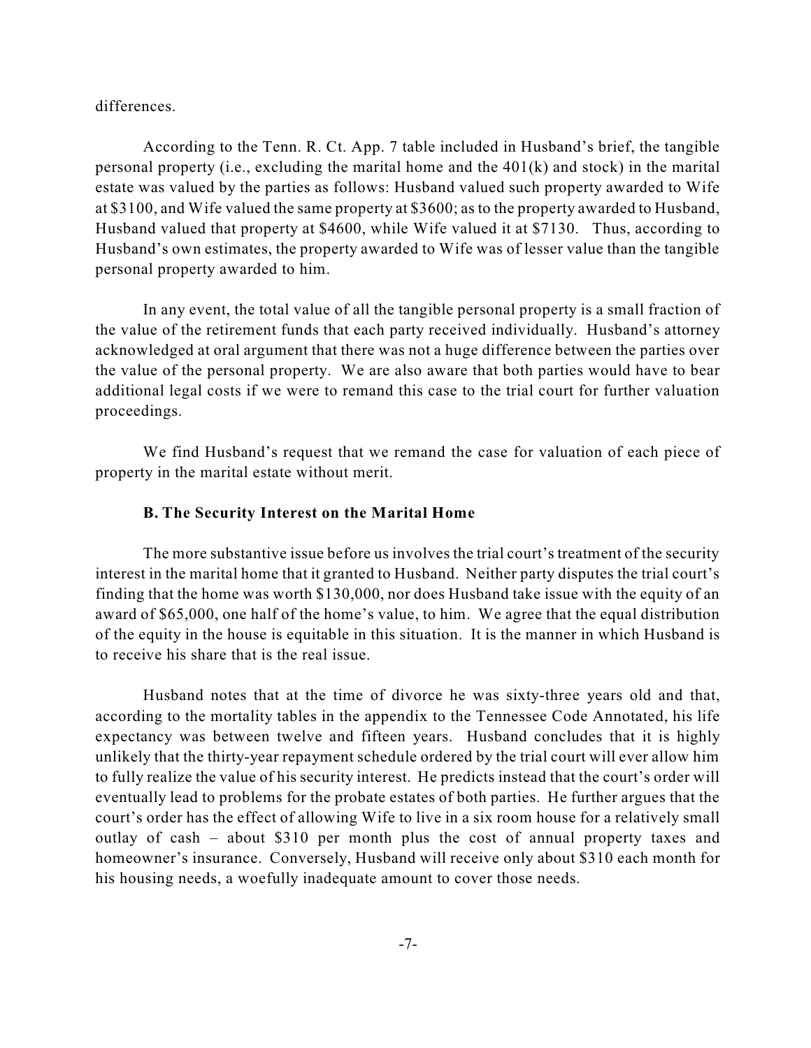differences.

According to the Tenn. R. Ct. App. 7 table included in Husband's brief, the tangible personal property (i.e., excluding the marital home and the 401(k) and stock) in the marital estate was valued by the parties as follows: Husband valued such property awarded to Wife at $3100, and Wife valued the same property at $3600; as to the property awarded to Husband, Husband valued that property at $4600, while Wife valued it at $7130. Thus, according to Husband's own estimates, the property awarded to Wife was of lesser value than the tangible personal property awarded to him.

In any event, the total value of all the tangible personal property is a small fraction of the value of the retirement funds that each party received individually. Husband's attorney acknowledged at oral argument that there was not a huge difference between the parties over the value of the personal property. We are also aware that both parties would have to bear additional legal costs if we were to remand this case to the trial court for further valuation proceedings.

We find Husband's request that we remand the case for valuation of each piece of property in the marital estate without merit.

### B. The Security Interest on the Marital Home

The more substantive issue before us involves the trial court's treatment of the security interest in the marital home that it granted to Husband. Neither party disputes the trial court's finding that the home was worth $130,000, nor does Husband take issue with the equity of an award of $65,000, one half of the home's value, to him. We agree that the equal distribution of the equity in the house is equitable in this situation. It is the manner in which Husband is to receive his share that is the real issue.

Husband notes that at the time of divorce he was sixty-three years old and that, according to the mortality tables in the appendix to the Tennessee Code Annotated, his life expectancy was between twelve and fifteen years. Husband concludes that it is highly unlikely that the thirty-year repayment schedule ordered by the trial court will ever allow him to fully realize the value of his security interest. He predicts instead that the court's order will eventually lead to problems for the probate estates of both parties. He further argues that the court's order has the effect of allowing Wife to live in a six room house for a relatively small outlay of cash – about $310 per month plus the cost of annual property taxes and homeowner's insurance. Conversely, Husband will receive only about $310 each month for his housing needs, a woefully inadequate amount to cover those needs.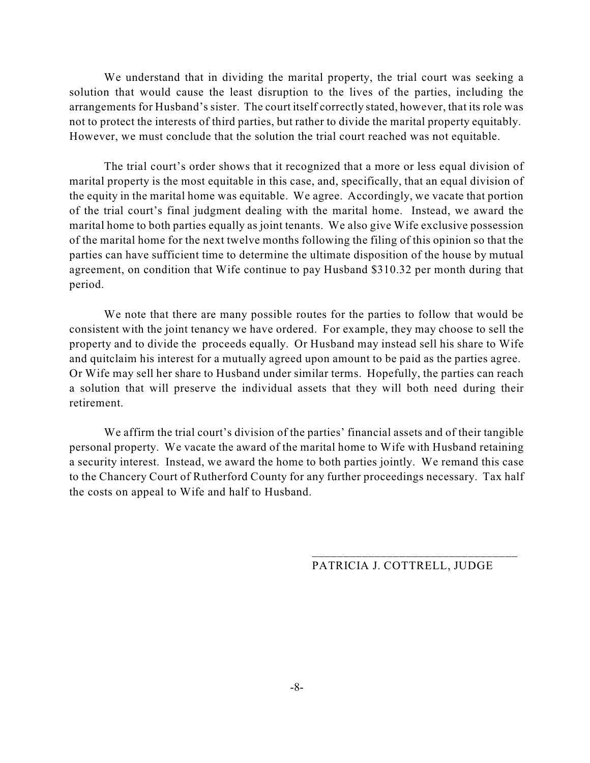We understand that in dividing the marital property, the trial court was seeking a solution that would cause the least disruption to the lives of the parties, including the arrangements for Husband's sister. The court itself correctly stated, however, that its role was not to protect the interests of third parties, but rather to divide the marital property equitably. However, we must conclude that the solution the trial court reached was not equitable.

The trial court's order shows that it recognized that a more or less equal division of marital property is the most equitable in this case, and, specifically, that an equal division of the equity in the marital home was equitable. We agree. Accordingly, we vacate that portion of the trial court's final judgment dealing with the marital home. Instead, we award the marital home to both parties equally as joint tenants. We also give Wife exclusive possession of the marital home for the next twelve months following the filing of this opinion so that the parties can have sufficient time to determine the ultimate disposition of the house by mutual agreement, on condition that Wife continue to pay Husband $310.32 per month during that period.

We note that there are many possible routes for the parties to follow that would be consistent with the joint tenancy we have ordered. For example, they may choose to sell the property and to divide the proceeds equally. Or Husband may instead sell his share to Wife and quitclaim his interest for a mutually agreed upon amount to be paid as the parties agree. Or Wife may sell her share to Husband under similar terms. Hopefully, the parties can reach a solution that will preserve the individual assets that they will both need during their retirement.

We affirm the trial court's division of the parties' financial assets and of their tangible personal property. We vacate the award of the marital home to Wife with Husband retaining a security interest. Instead, we award the home to both parties jointly. We remand this case to the Chancery Court of Rutherford County for any further proceedings necessary. Tax half the costs on appeal to Wife and half to Husband.

\_\_\_\_\_\_\_\_\_\_\_\_\_\_\_\_\_\_\_\_\_\_\_\_\_\_\_\_\_\_\_\_\_\_\_

PATRICIA J. COTTRELL, JUDGE